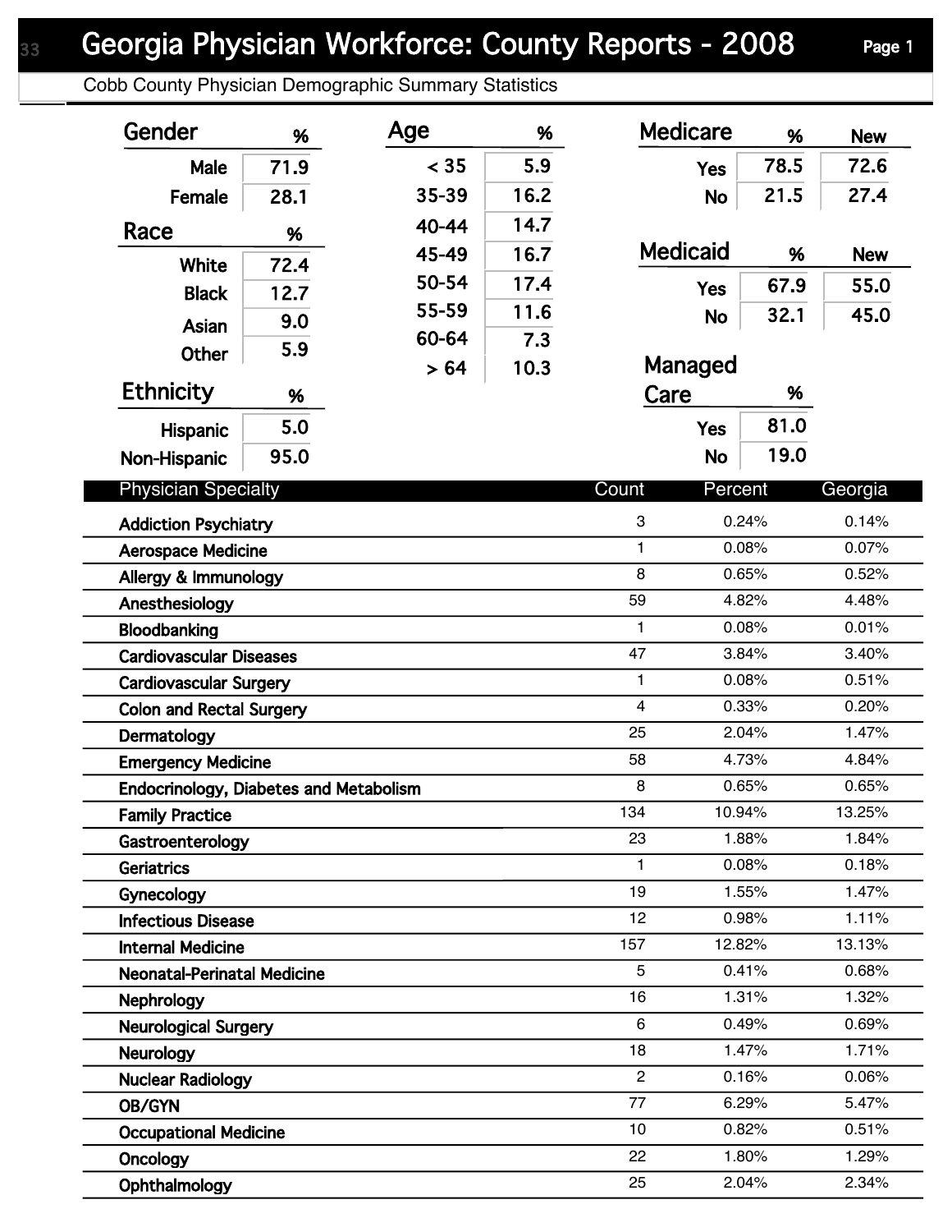# Georgia Physician Workforce: County Reports - 2008

Cobb County Physician Demographic Summary Statistics

### Gender

| Gender | % |
|---|---|
| Male | 71.9 |
| Female | 28.1 |

### Race

| Race | % |
|---|---|
| White | 72.4 |
| Black | 12.7 |
| Asian | 9.0 |
| Other | 5.9 |

### Ethnicity

| Ethnicity | % |
|---|---|
| Hispanic | 5.0 |
| Non-Hispanic | 95.0 |

### Age

| Age | % |
|---|---|
| < 35 | 5.9 |
| 35-39 | 16.2 |
| 40-44 | 14.7 |
| 45-49 | 16.7 |
| 50-54 | 17.4 |
| 55-59 | 11.6 |
| 60-64 | 7.3 |
| > 64 | 10.3 |

### Medicare

| Medicare | % | New |
|---|---|---|
| Yes | 78.5 | 72.6 |
| No | 21.5 | 27.4 |

### Medicaid

| Medicaid | % | New |
|---|---|---|
| Yes | 67.9 | 55.0 |
| No | 32.1 | 45.0 |

### Managed Care

| Managed Care | % |
|---|---|
| Yes | 81.0 |
| No | 19.0 |

| Physician Specialty | Count | Percent | Georgia |
|---|---|---|---|
| Addiction Psychiatry | 3 | 0.24% | 0.14% |
| Aerospace Medicine | 1 | 0.08% | 0.07% |
| Allergy & Immunology | 8 | 0.65% | 0.52% |
| Anesthesiology | 59 | 4.82% | 4.48% |
| Bloodbanking | 1 | 0.08% | 0.01% |
| Cardiovascular Diseases | 47 | 3.84% | 3.40% |
| Cardiovascular Surgery | 1 | 0.08% | 0.51% |
| Colon and Rectal Surgery | 4 | 0.33% | 0.20% |
| Dermatology | 25 | 2.04% | 1.47% |
| Emergency Medicine | 58 | 4.73% | 4.84% |
| Endocrinology, Diabetes and Metabolism | 8 | 0.65% | 0.65% |
| Family Practice | 134 | 10.94% | 13.25% |
| Gastroenterology | 23 | 1.88% | 1.84% |
| Geriatrics | 1 | 0.08% | 0.18% |
| Gynecology | 19 | 1.55% | 1.47% |
| Infectious Disease | 12 | 0.98% | 1.11% |
| Internal Medicine | 157 | 12.82% | 13.13% |
| Neonatal-Perinatal Medicine | 5 | 0.41% | 0.68% |
| Nephrology | 16 | 1.31% | 1.32% |
| Neurological Surgery | 6 | 0.49% | 0.69% |
| Neurology | 18 | 1.47% | 1.71% |
| Nuclear Radiology | 2 | 0.16% | 0.06% |
| OB/GYN | 77 | 6.29% | 5.47% |
| Occupational Medicine | 10 | 0.82% | 0.51% |
| Oncology | 22 | 1.80% | 1.29% |
| Ophthalmology | 25 | 2.04% | 2.34% |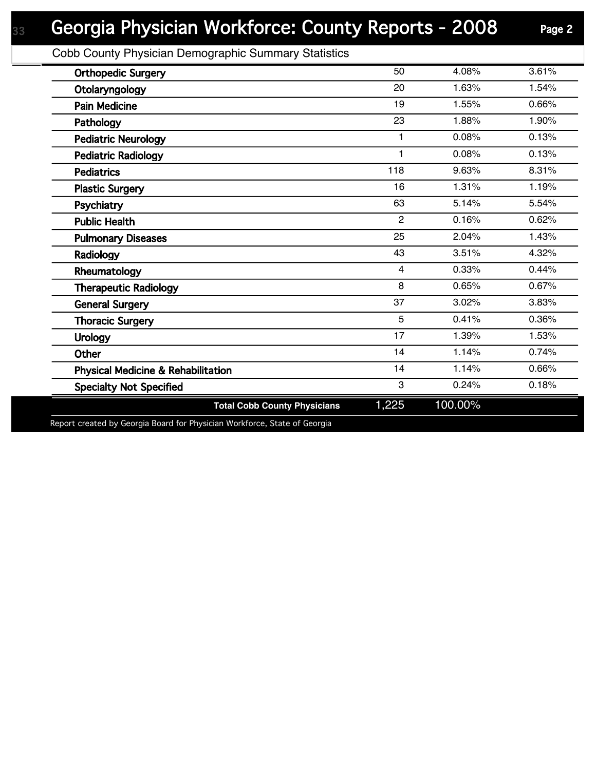Cobb County Physician Demographic Summary Statistics

| | | | |
|---|---|---|---|
| Orthopedic Surgery | 50 | 4.08% | 3.61% |
| Otolaryngology | 20 | 1.63% | 1.54% |
| Pain Medicine | 19 | 1.55% | 0.66% |
| Pathology | 23 | 1.88% | 1.90% |
| Pediatric Neurology | 1 | 0.08% | 0.13% |
| Pediatric Radiology | 1 | 0.08% | 0.13% |
| Pediatrics | 118 | 9.63% | 8.31% |
| Plastic Surgery | 16 | 1.31% | 1.19% |
| Psychiatry | 63 | 5.14% | 5.54% |
| Public Health | 2 | 0.16% | 0.62% |
| Pulmonary Diseases | 25 | 2.04% | 1.43% |
| Radiology | 43 | 3.51% | 4.32% |
| Rheumatology | 4 | 0.33% | 0.44% |
| Therapeutic Radiology | 8 | 0.65% | 0.67% |
| General Surgery | 37 | 3.02% | 3.83% |
| Thoracic Surgery | 5 | 0.41% | 0.36% |
| Urology | 17 | 1.39% | 1.53% |
| Other | 14 | 1.14% | 0.74% |
| Physical Medicine & Rehabilitation | 14 | 1.14% | 0.66% |
| Specialty Not Specified | 3 | 0.24% | 0.18% |
| **Total Cobb County Physicians** | 1,225 | 100.00% | |

Report created by Georgia Board for Physician Workforce, State of Georgia